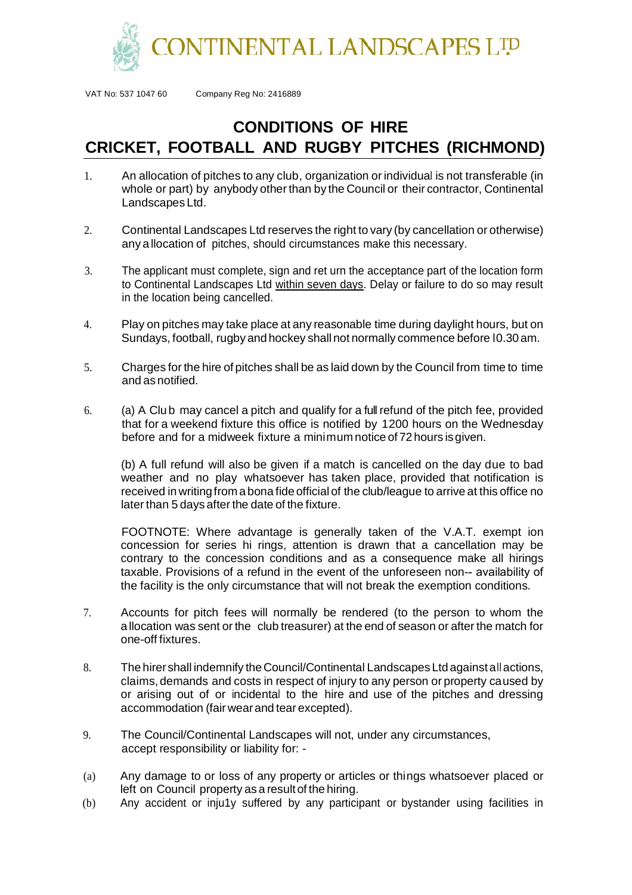CONTINENTAL LANDSCAPES LTD

VAT No: 537 1047 60 Company Reg No: 2416889

# CONDITIONS OF HIRE
# CRICKET, FOOTBALL AND RUGBY PITCHES (RICHMOND)

1. An allocation of pitches to any club, organization or individual is not transferable (in whole or part) by anybody other than by the Council or their contractor, Continental Landscapes Ltd.

2. Continental Landscapes Ltd reserves the right to vary (by cancellation or otherwise) any a llocation of pitches, should circumstances make this necessary.

3. The applicant must complete, sign and ret urn the acceptance part of the location form to Continental Landscapes Ltd within seven days. Delay or failure to do so may result in the location being cancelled.

4. Play on pitches may take place at any reasonable time during daylight hours, but on Sundays, football, rugby and hockey shall not normally commence before I0.30 am.

5. Charges for the hire of pitches shall be as laid down by the Council from time to time and as notified.

6. (a) A Clu b may cancel a pitch and qualify for a full refund of the pitch fee, provided that for a weekend fixture this office is notified by 1200 hours on the Wednesday before and for a midweek fixture a minimum notice of 72 hours is given.

   (b) A full refund will also be given if a match is cancelled on the day due to bad weather and no play whatsoever has taken place, provided that notification is received in writing from a bona fide official of the club/league to arrive at this office no later than 5 days after the date of the fixture.

   FOOTNOTE: Where advantage is generally taken of the V.A.T. exempt ion concession for series hi rings, attention is drawn that a cancellation may be contrary to the concession conditions and as a consequence make all hirings taxable. Provisions of a refund in the event of the unforeseen non-- availability of the facility is the only circumstance that will not break the exemption conditions.

7. Accounts for pitch fees will normally be rendered (to the person to whom the a llocation was sent or the club treasurer) at the end of season or after the match for one-off fixtures.

8. The hirer shall indemnify the Council/Continental Landscapes Ltd against all actions, claims, demands and costs in respect of injury to any person or property caused by or arising out of or incidental to the hire and use of the pitches and dressing accommodation (fair wear and tear excepted).

9. The Council/Continental Landscapes will not, under any circumstances, accept responsibility or liability for: -

(a) Any damage to or loss of any property or articles or things whatsoever placed or left on Council property as a result of the hiring.

(b) Any accident or inju1y suffered by any participant or bystander using facilities in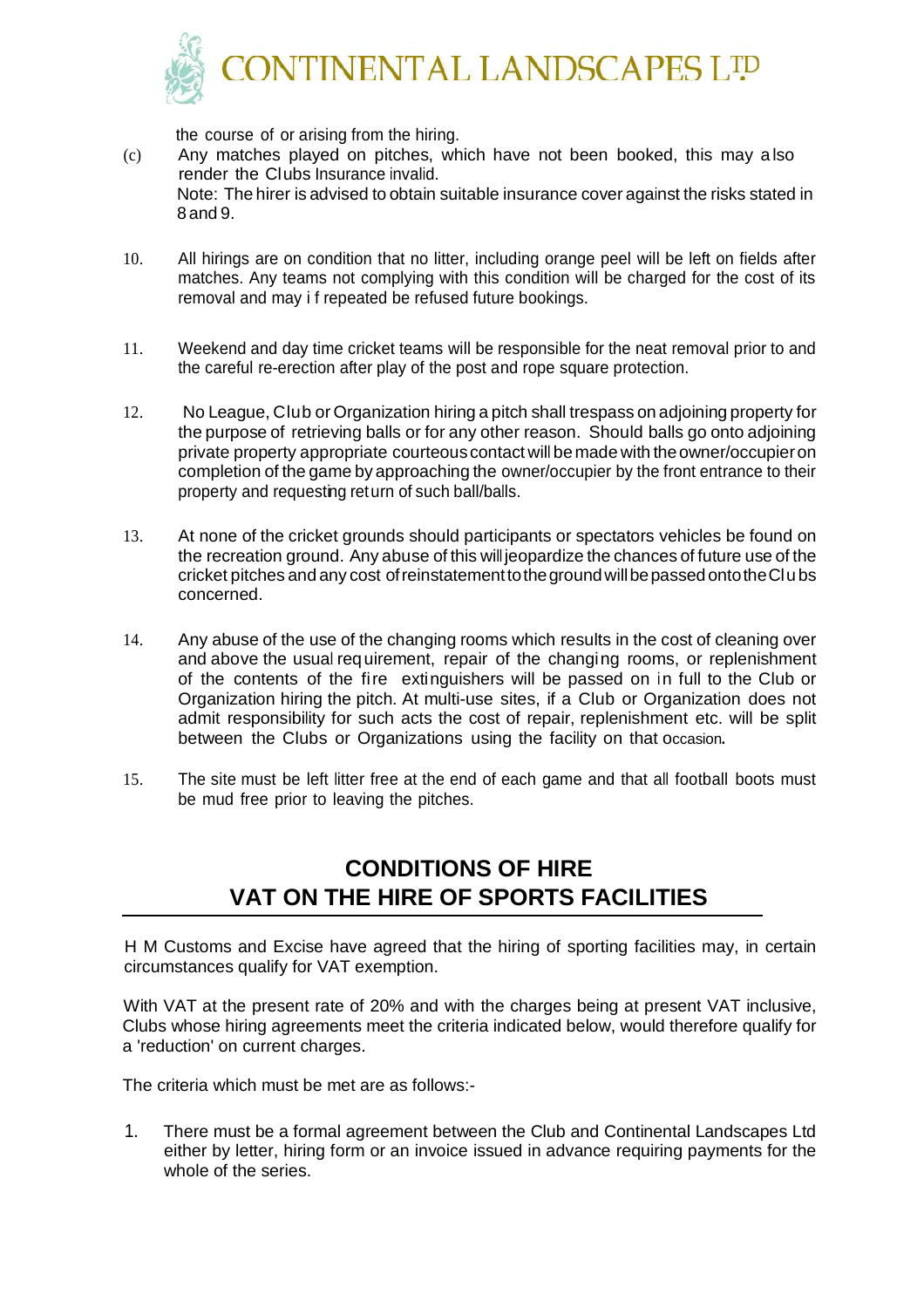the course of or arising from the hiring.

(c) Any matches played on pitches, which have not been booked, this may also render the Clubs Insurance invalid.
Note: The hirer is advised to obtain suitable insurance cover against the risks stated in 8 and 9.

10. All hirings are on condition that no litter, including orange peel will be left on fields after matches. Any teams not complying with this condition will be charged for the cost of its removal and may if repeated be refused future bookings.

11. Weekend and day time cricket teams will be responsible for the neat removal prior to and the careful re-erection after play of the post and rope square protection.

12. No League, Club or Organization hiring a pitch shall trespass on adjoining property for the purpose of retrieving balls or for any other reason. Should balls go onto adjoining private property appropriate courteous contact will be made with the owner/occupier on completion of the game by approaching the owner/occupier by the front entrance to their property and requesting return of such ball/balls.

13. At none of the cricket grounds should participants or spectators vehicles be found on the recreation ground. Any abuse of this will jeopardize the chances of future use of the cricket pitches and any cost of reinstatement to the ground will be passed onto the Clubs concerned.

14. Any abuse of the use of the changing rooms which results in the cost of cleaning over and above the usual requirement, repair of the changing rooms, or replenishment of the contents of the fire extinguishers will be passed on in full to the Club or Organization hiring the pitch. At multi-use sites, if a Club or Organization does not admit responsibility for such acts the cost of repair, replenishment etc. will be split between the Clubs or Organizations using the facility on that occasion.

15. The site must be left litter free at the end of each game and that all football boots must be mud free prior to leaving the pitches.

## CONDITIONS OF HIRE
## VAT ON THE HIRE OF SPORTS FACILITIES

H M Customs and Excise have agreed that the hiring of sporting facilities may, in certain circumstances qualify for VAT exemption.

With VAT at the present rate of 20% and with the charges being at present VAT inclusive, Clubs whose hiring agreements meet the criteria indicated below, would therefore qualify for a 'reduction' on current charges.

The criteria which must be met are as follows:-

1. There must be a formal agreement between the Club and Continental Landscapes Ltd either by letter, hiring form or an invoice issued in advance requiring payments for the whole of the series.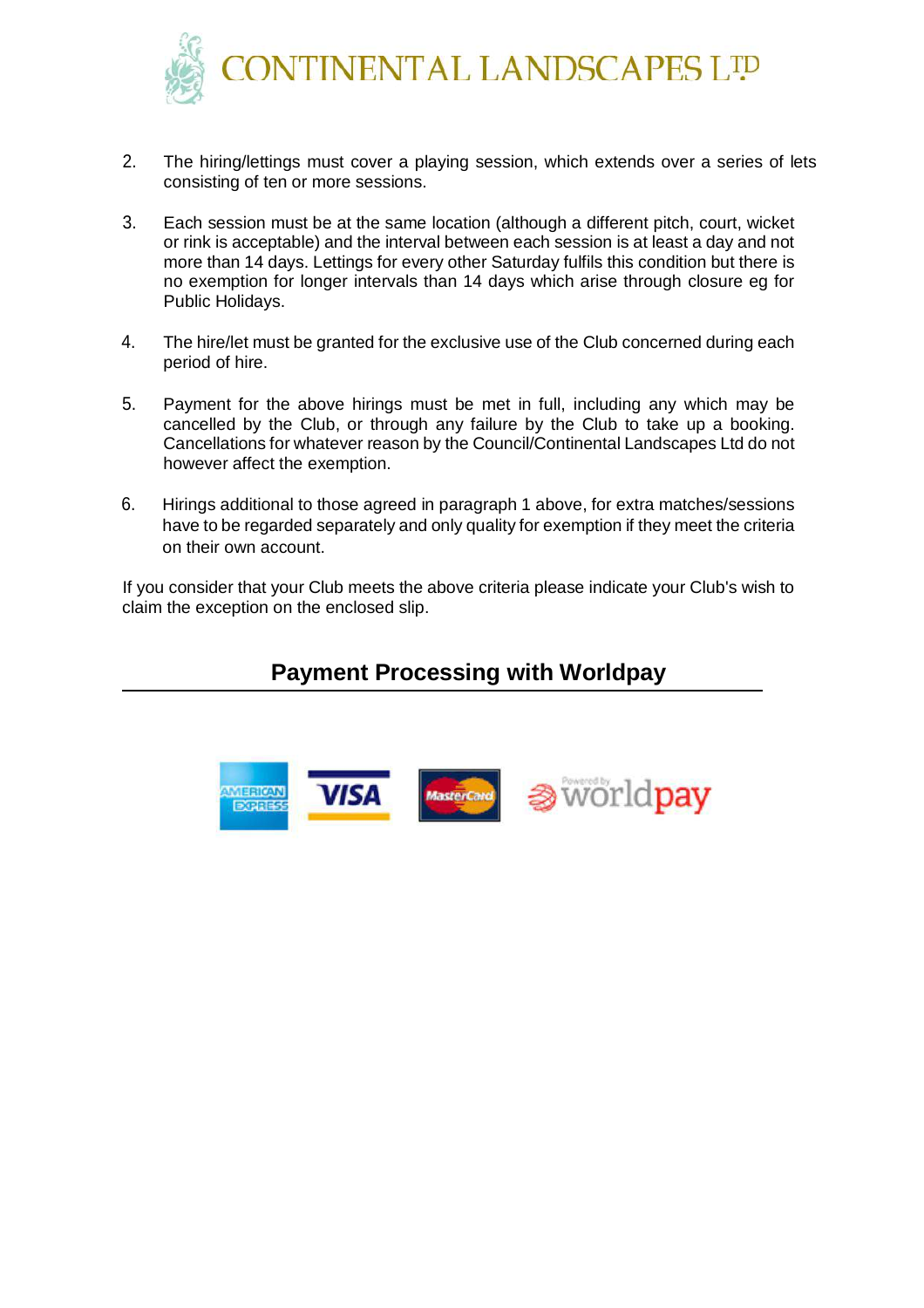2. The hiring/lettings must cover a playing session, which extends over a series of lets consisting of ten or more sessions.

3. Each session must be at the same location (although a different pitch, court, wicket or rink is acceptable) and the interval between each session is at least a day and not more than 14 days. Lettings for every other Saturday fulfils this condition but there is no exemption for longer intervals than 14 days which arise through closure eg for Public Holidays.

4. The hire/let must be granted for the exclusive use of the Club concerned during each period of hire.

5. Payment for the above hirings must be met in full, including any which may be cancelled by the Club, or through any failure by the Club to take up a booking. Cancellations for whatever reason by the Council/Continental Landscapes Ltd do not however affect the exemption.

6. Hirings additional to those agreed in paragraph 1 above, for extra matches/sessions have to be regarded separately and only quality for exemption if they meet the criteria on their own account.

If you consider that your Club meets the above criteria please indicate your Club's wish to claim the exception on the enclosed slip.

## Payment Processing with Worldpay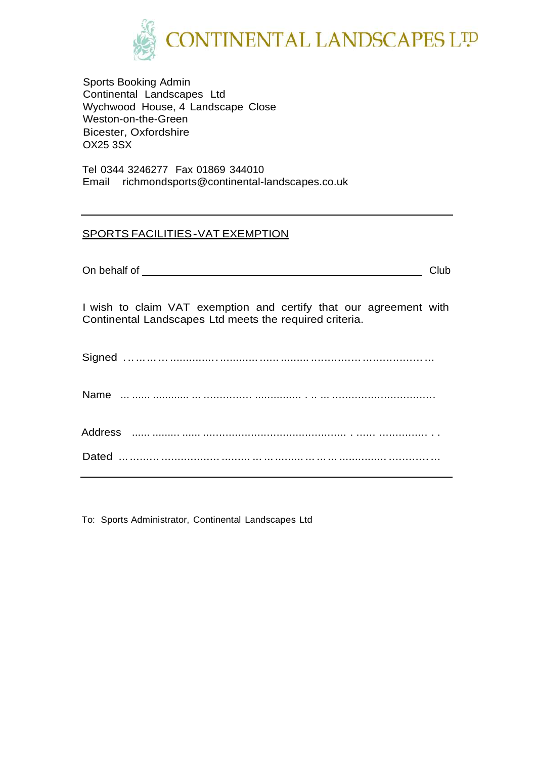CONTINENTAL LANDSCAPES LTD

Sports Booking Admin
Continental Landscapes Ltd
Wychwood House, 4 Landscape Close
Weston-on-the-Green
Bicester, Oxfordshire
OX25 3SX

Tel 0344 3246277 Fax 01869 344010
Email richmondsports@continental-landscapes.co.uk

---

## SPORTS FACILITIES-VAT EXEMPTION

On behalf of ______________________________________________ Club

I wish to claim VAT exemption and certify that our agreement with Continental Landscapes Ltd meets the required criteria.

Signed ……………………………………………………………………

Name ……………………………………………………………………

Address ……………………………………………………………………

Dated ……………………………………………………………………

---

To: Sports Administrator, Continental Landscapes Ltd